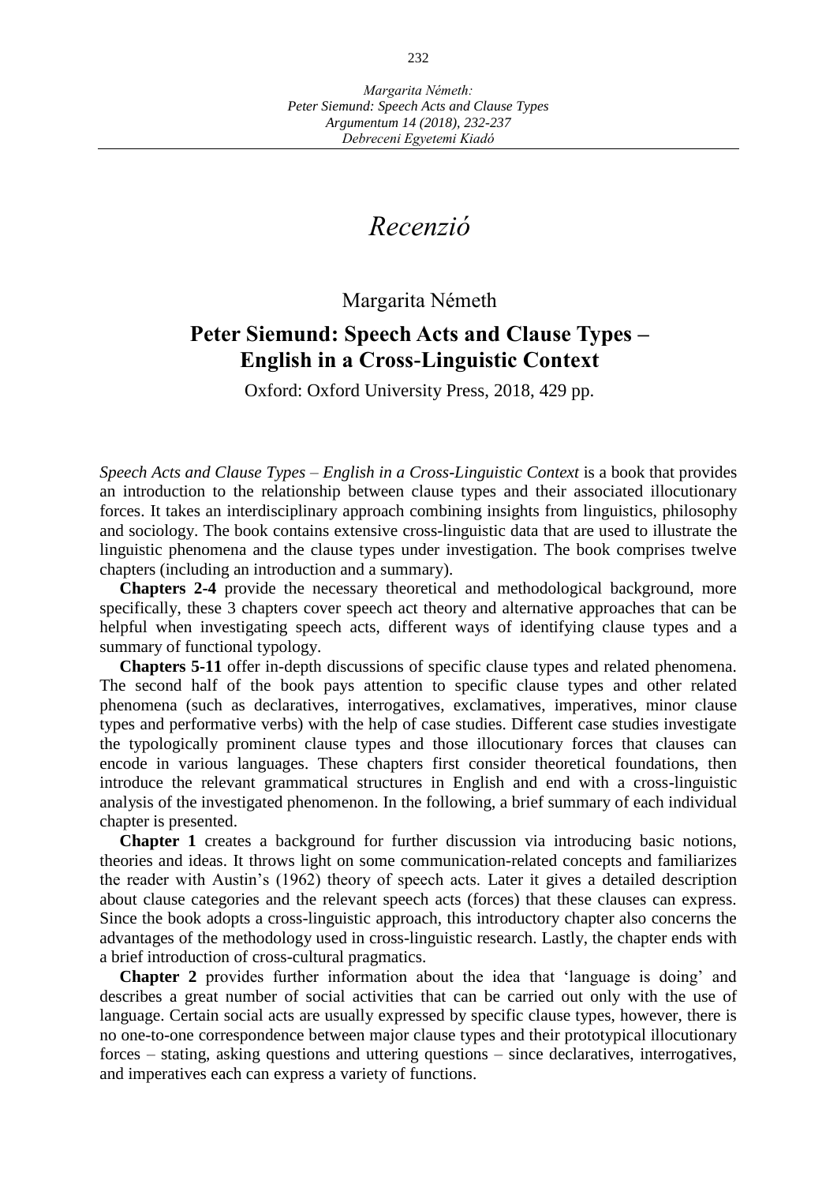# *Recenzió*

Margarita Németh

## Peter Siemund: Speech Acts and Clause Types – English in a Cross-Linguistic Context

Oxford: Oxford University Press, 2018, 429 pp.

*Speech Acts and Clause Types – English in a Cross-Linguistic Context* is a book that provides an introduction to the relationship between clause types and their associated illocutionary forces. It takes an interdisciplinary approach combining insights from linguistics, philosophy and sociology. The book contains extensive cross-linguistic data that are used to illustrate the linguistic phenomena and the clause types under investigation. The book comprises twelve chapters (including an introduction and a summary).

**Chapters 2-4** provide the necessary theoretical and methodological background, more specifically, these 3 chapters cover speech act theory and alternative approaches that can be helpful when investigating speech acts, different ways of identifying clause types and a summary of functional typology.

**Chapters 5-11** offer in-depth discussions of specific clause types and related phenomena. The second half of the book pays attention to specific clause types and other related phenomena (such as declaratives, interrogatives, exclamatives, imperatives, minor clause types and performative verbs) with the help of case studies. Different case studies investigate the typologically prominent clause types and those illocutionary forces that clauses can encode in various languages. These chapters first consider theoretical foundations, then introduce the relevant grammatical structures in English and end with a cross-linguistic analysis of the investigated phenomenon. In the following, a brief summary of each individual chapter is presented.

**Chapter 1** creates a background for further discussion via introducing basic notions, theories and ideas. It throws light on some communication-related concepts and familiarizes the reader with Austin's (1962) theory of speech acts. Later it gives a detailed description about clause categories and the relevant speech acts (forces) that these clauses can express. Since the book adopts a cross-linguistic approach, this introductory chapter also concerns the advantages of the methodology used in cross-linguistic research. Lastly, the chapter ends with a brief introduction of cross-cultural pragmatics.

**Chapter 2** provides further information about the idea that 'language is doing' and describes a great number of social activities that can be carried out only with the use of language. Certain social acts are usually expressed by specific clause types, however, there is no one-to-one correspondence between major clause types and their prototypical illocutionary forces – stating, asking questions and uttering questions – since declaratives, interrogatives, and imperatives each can express a variety of functions.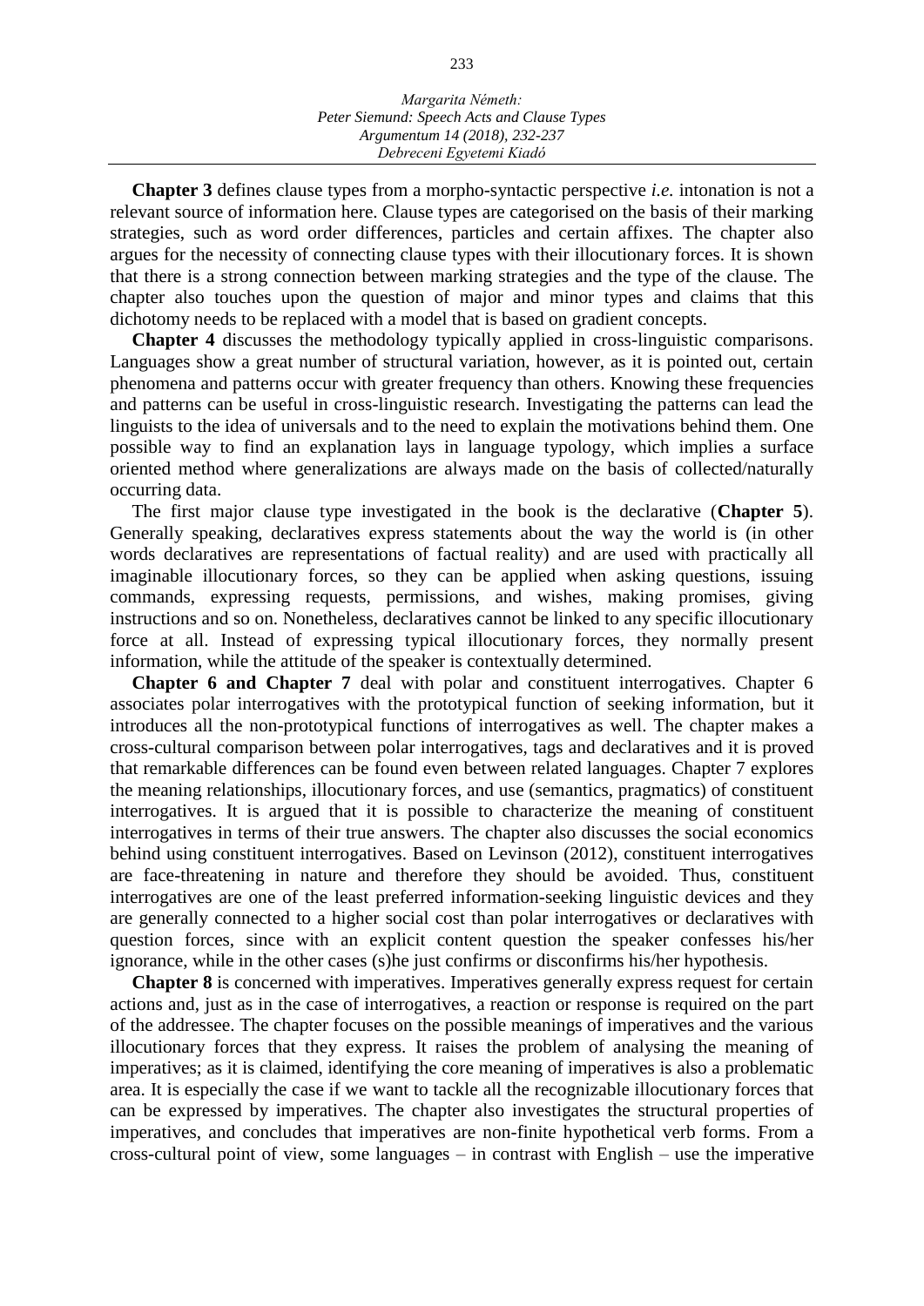**Chapter 3** defines clause types from a morpho-syntactic perspective *i.e.* intonation is not a relevant source of information here. Clause types are categorised on the basis of their marking strategies, such as word order differences, particles and certain affixes. The chapter also argues for the necessity of connecting clause types with their illocutionary forces. It is shown that there is a strong connection between marking strategies and the type of the clause. The chapter also touches upon the question of major and minor types and claims that this dichotomy needs to be replaced with a model that is based on gradient concepts.

**Chapter 4** discusses the methodology typically applied in cross-linguistic comparisons. Languages show a great number of structural variation, however, as it is pointed out, certain phenomena and patterns occur with greater frequency than others. Knowing these frequencies and patterns can be useful in cross-linguistic research. Investigating the patterns can lead the linguists to the idea of universals and to the need to explain the motivations behind them. One possible way to find an explanation lays in language typology, which implies a surface oriented method where generalizations are always made on the basis of collected/naturally occurring data.

The first major clause type investigated in the book is the declarative (**Chapter 5**). Generally speaking, declaratives express statements about the way the world is (in other words declaratives are representations of factual reality) and are used with practically all imaginable illocutionary forces, so they can be applied when asking questions, issuing commands, expressing requests, permissions, and wishes, making promises, giving instructions and so on. Nonetheless, declaratives cannot be linked to any specific illocutionary force at all. Instead of expressing typical illocutionary forces, they normally present information, while the attitude of the speaker is contextually determined.

**Chapter 6 and Chapter 7** deal with polar and constituent interrogatives. Chapter 6 associates polar interrogatives with the prototypical function of seeking information, but it introduces all the non-prototypical functions of interrogatives as well. The chapter makes a cross-cultural comparison between polar interrogatives, tags and declaratives and it is proved that remarkable differences can be found even between related languages. Chapter 7 explores the meaning relationships, illocutionary forces, and use (semantics, pragmatics) of constituent interrogatives. It is argued that it is possible to characterize the meaning of constituent interrogatives in terms of their true answers. The chapter also discusses the social economics behind using constituent interrogatives. Based on Levinson (2012), constituent interrogatives are face-threatening in nature and therefore they should be avoided. Thus, constituent interrogatives are one of the least preferred information-seeking linguistic devices and they are generally connected to a higher social cost than polar interrogatives or declaratives with question forces, since with an explicit content question the speaker confesses his/her ignorance, while in the other cases (s)he just confirms or disconfirms his/her hypothesis.

**Chapter 8** is concerned with imperatives. Imperatives generally express request for certain actions and, just as in the case of interrogatives, a reaction or response is required on the part of the addressee. The chapter focuses on the possible meanings of imperatives and the various illocutionary forces that they express. It raises the problem of analysing the meaning of imperatives; as it is claimed, identifying the core meaning of imperatives is also a problematic area. It is especially the case if we want to tackle all the recognizable illocutionary forces that can be expressed by imperatives. The chapter also investigates the structural properties of imperatives, and concludes that imperatives are non-finite hypothetical verb forms. From a cross-cultural point of view, some languages – in contrast with English – use the imperative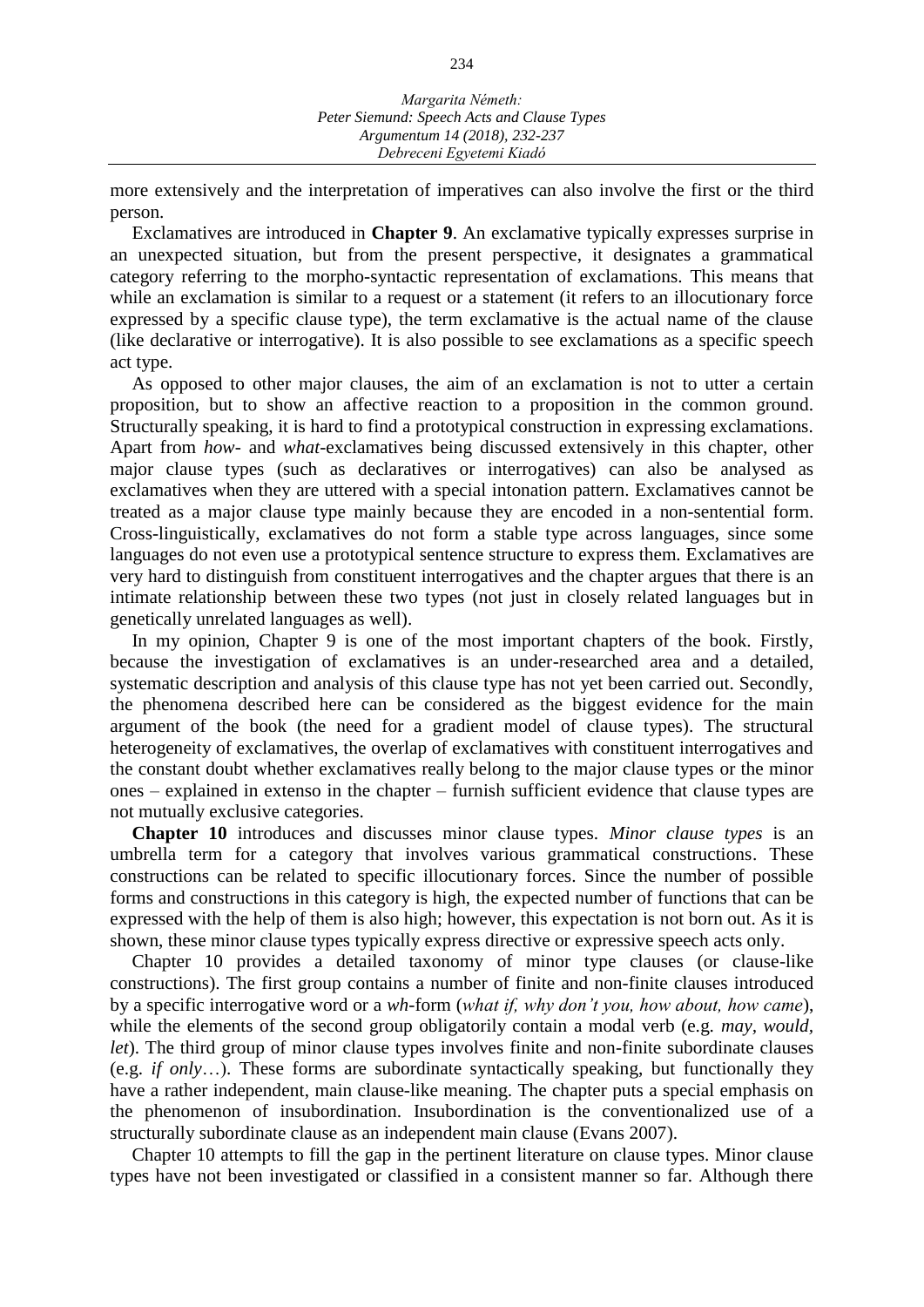more extensively and the interpretation of imperatives can also involve the first or the third person.

Exclamatives are introduced in **Chapter 9**. An exclamative typically expresses surprise in an unexpected situation, but from the present perspective, it designates a grammatical category referring to the morpho-syntactic representation of exclamations. This means that while an exclamation is similar to a request or a statement (it refers to an illocutionary force expressed by a specific clause type), the term exclamative is the actual name of the clause (like declarative or interrogative). It is also possible to see exclamations as a specific speech act type.

As opposed to other major clauses, the aim of an exclamation is not to utter a certain proposition, but to show an affective reaction to a proposition in the common ground. Structurally speaking, it is hard to find a prototypical construction in expressing exclamations. Apart from *how*- and *what*-exclamatives being discussed extensively in this chapter, other major clause types (such as declaratives or interrogatives) can also be analysed as exclamatives when they are uttered with a special intonation pattern. Exclamatives cannot be treated as a major clause type mainly because they are encoded in a non-sentential form. Cross-linguistically, exclamatives do not form a stable type across languages, since some languages do not even use a prototypical sentence structure to express them. Exclamatives are very hard to distinguish from constituent interrogatives and the chapter argues that there is an intimate relationship between these two types (not just in closely related languages but in genetically unrelated languages as well).

In my opinion, Chapter 9 is one of the most important chapters of the book. Firstly, because the investigation of exclamatives is an under-researched area and a detailed, systematic description and analysis of this clause type has not yet been carried out. Secondly, the phenomena described here can be considered as the biggest evidence for the main argument of the book (the need for a gradient model of clause types). The structural heterogeneity of exclamatives, the overlap of exclamatives with constituent interrogatives and the constant doubt whether exclamatives really belong to the major clause types or the minor ones – explained in extenso in the chapter – furnish sufficient evidence that clause types are not mutually exclusive categories.

**Chapter 10** introduces and discusses minor clause types. *Minor clause types* is an umbrella term for a category that involves various grammatical constructions. These constructions can be related to specific illocutionary forces. Since the number of possible forms and constructions in this category is high, the expected number of functions that can be expressed with the help of them is also high; however, this expectation is not born out. As it is shown, these minor clause types typically express directive or expressive speech acts only.

Chapter 10 provides a detailed taxonomy of minor type clauses (or clause-like constructions). The first group contains a number of finite and non-finite clauses introduced by a specific interrogative word or a *wh*-form (*what if, why don't you, how about, how came*), while the elements of the second group obligatorily contain a modal verb (e.g. *may*, *would*, *let*). The third group of minor clause types involves finite and non-finite subordinate clauses (e.g. *if only*…). These forms are subordinate syntactically speaking, but functionally they have a rather independent, main clause-like meaning. The chapter puts a special emphasis on the phenomenon of insubordination. Insubordination is the conventionalized use of a structurally subordinate clause as an independent main clause (Evans 2007).

Chapter 10 attempts to fill the gap in the pertinent literature on clause types. Minor clause types have not been investigated or classified in a consistent manner so far. Although there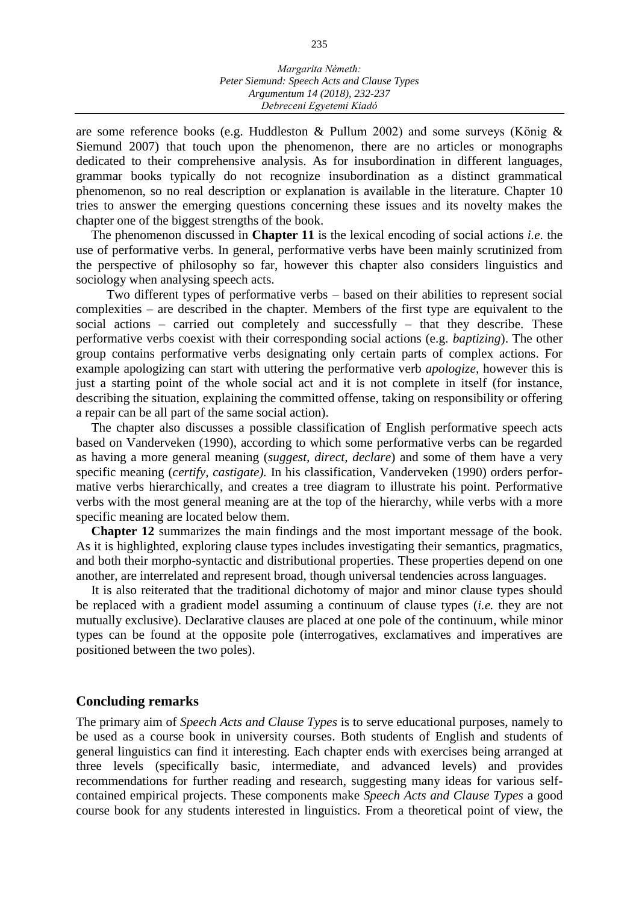are some reference books (e.g. Huddleston & Pullum 2002) and some surveys (König & Siemund 2007) that touch upon the phenomenon, there are no articles or monographs dedicated to their comprehensive analysis. As for insubordination in different languages, grammar books typically do not recognize insubordination as a distinct grammatical phenomenon, so no real description or explanation is available in the literature. Chapter 10 tries to answer the emerging questions concerning these issues and its novelty makes the chapter one of the biggest strengths of the book.

The phenomenon discussed in **Chapter 11** is the lexical encoding of social actions *i.e*. the use of performative verbs. In general, performative verbs have been mainly scrutinized from the perspective of philosophy so far, however this chapter also considers linguistics and sociology when analysing speech acts.

Two different types of performative verbs – based on their abilities to represent social complexities – are described in the chapter. Members of the first type are equivalent to the social actions – carried out completely and successfully – that they describe. These performative verbs coexist with their corresponding social actions (e.g. *baptizing*). The other group contains performative verbs designating only certain parts of complex actions. For example apologizing can start with uttering the performative verb *apologize,* however this is just a starting point of the whole social act and it is not complete in itself (for instance, describing the situation, explaining the committed offense, taking on responsibility or offering a repair can be all part of the same social action).

The chapter also discusses a possible classification of English performative speech acts based on Vanderveken (1990), according to which some performative verbs can be regarded as having a more general meaning (*suggest, direct, declare*) and some of them have a very specific meaning (*certify, castigate).* In his classification, Vanderveken (1990) orders performative verbs hierarchically, and creates a tree diagram to illustrate his point. Performative verbs with the most general meaning are at the top of the hierarchy, while verbs with a more specific meaning are located below them.

**Chapter 12** summarizes the main findings and the most important message of the book. As it is highlighted, exploring clause types includes investigating their semantics, pragmatics, and both their morpho-syntactic and distributional properties. These properties depend on one another, are interrelated and represent broad, though universal tendencies across languages.

It is also reiterated that the traditional dichotomy of major and minor clause types should be replaced with a gradient model assuming a continuum of clause types (*i.e.* they are not mutually exclusive). Declarative clauses are placed at one pole of the continuum, while minor types can be found at the opposite pole (interrogatives, exclamatives and imperatives are positioned between the two poles).

## Concluding remarks

The primary aim of *Speech Acts and Clause Types* is to serve educational purposes, namely to be used as a course book in university courses. Both students of English and students of general linguistics can find it interesting. Each chapter ends with exercises being arranged at three levels (specifically basic, intermediate, and advanced levels) and provides recommendations for further reading and research, suggesting many ideas for various self-contained empirical projects. These components make *Speech Acts and Clause Types* a good course book for any students interested in linguistics. From a theoretical point of view, the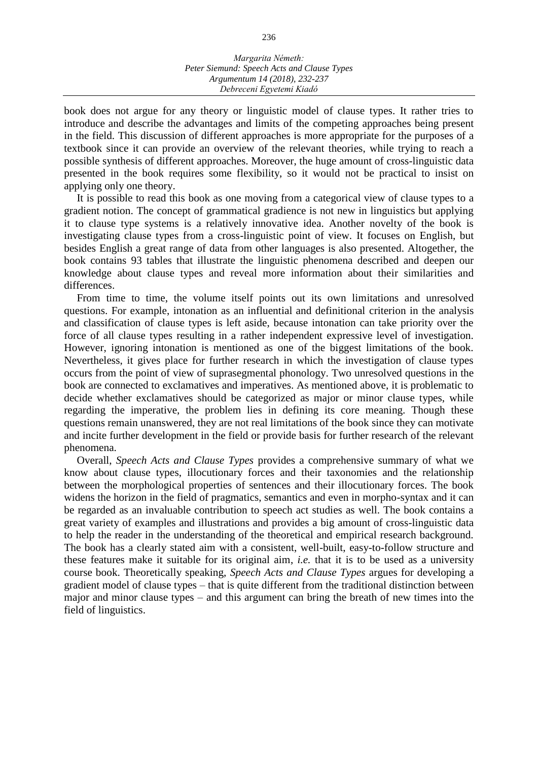book does not argue for any theory or linguistic model of clause types. It rather tries to introduce and describe the advantages and limits of the competing approaches being present in the field. This discussion of different approaches is more appropriate for the purposes of a textbook since it can provide an overview of the relevant theories, while trying to reach a possible synthesis of different approaches. Moreover, the huge amount of cross-linguistic data presented in the book requires some flexibility, so it would not be practical to insist on applying only one theory.

It is possible to read this book as one moving from a categorical view of clause types to a gradient notion. The concept of grammatical gradience is not new in linguistics but applying it to clause type systems is a relatively innovative idea. Another novelty of the book is investigating clause types from a cross-linguistic point of view. It focuses on English, but besides English a great range of data from other languages is also presented. Altogether, the book contains 93 tables that illustrate the linguistic phenomena described and deepen our knowledge about clause types and reveal more information about their similarities and differences.

From time to time, the volume itself points out its own limitations and unresolved questions. For example, intonation as an influential and definitional criterion in the analysis and classification of clause types is left aside, because intonation can take priority over the force of all clause types resulting in a rather independent expressive level of investigation. However, ignoring intonation is mentioned as one of the biggest limitations of the book. Nevertheless, it gives place for further research in which the investigation of clause types occurs from the point of view of suprasegmental phonology. Two unresolved questions in the book are connected to exclamatives and imperatives. As mentioned above, it is problematic to decide whether exclamatives should be categorized as major or minor clause types, while regarding the imperative, the problem lies in defining its core meaning. Though these questions remain unanswered, they are not real limitations of the book since they can motivate and incite further development in the field or provide basis for further research of the relevant phenomena.

Overall, *Speech Acts and Clause Types* provides a comprehensive summary of what we know about clause types, illocutionary forces and their taxonomies and the relationship between the morphological properties of sentences and their illocutionary forces. The book widens the horizon in the field of pragmatics, semantics and even in morpho-syntax and it can be regarded as an invaluable contribution to speech act studies as well. The book contains a great variety of examples and illustrations and provides a big amount of cross-linguistic data to help the reader in the understanding of the theoretical and empirical research background. The book has a clearly stated aim with a consistent, well-built, easy-to-follow structure and these features make it suitable for its original aim, *i.e.* that it is to be used as a university course book. Theoretically speaking, *Speech Acts and Clause Types* argues for developing a gradient model of clause types – that is quite different from the traditional distinction between major and minor clause types – and this argument can bring the breath of new times into the field of linguistics.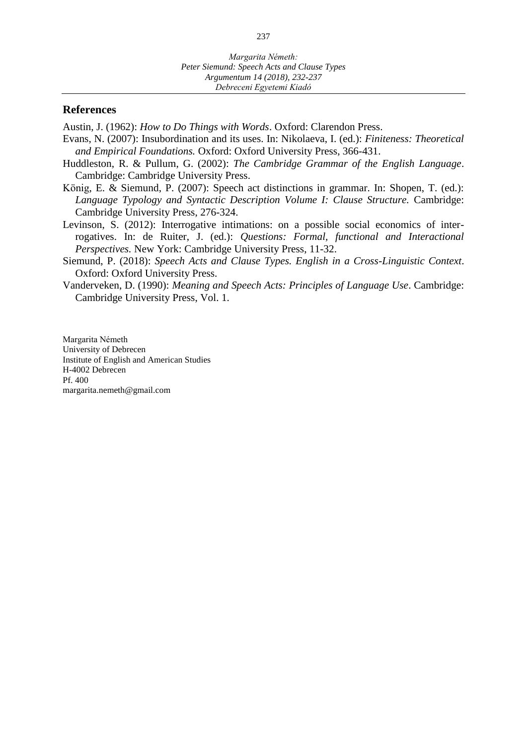## References

Austin, J. (1962): *How to Do Things with Words*. Oxford: Clarendon Press.

Evans, N. (2007): Insubordination and its uses. In: Nikolaeva, I. (ed.): *Finiteness: Theoretical and Empirical Foundations.* Oxford: Oxford University Press, 366-431.

Huddleston, R. & Pullum, G. (2002): *The Cambridge Grammar of the English Language*. Cambridge: Cambridge University Press.

König, E. & Siemund, P. (2007): Speech act distinctions in grammar. In: Shopen, T. (ed.): *Language Typology and Syntactic Description Volume I: Clause Structure.* Cambridge: Cambridge University Press, 276-324.

Levinson, S. (2012): Interrogative intimations: on a possible social economics of interrogatives. In: de Ruiter, J. (ed.): *Questions: Formal, functional and Interactional Perspectives.* New York: Cambridge University Press, 11-32.

Siemund, P. (2018): *Speech Acts and Clause Types. English in a Cross-Linguistic Context*. Oxford: Oxford University Press.

Vanderveken, D. (1990): *Meaning and Speech Acts: Principles of Language Use*. Cambridge: Cambridge University Press, Vol. 1.

Margarita Németh
University of Debrecen
Institute of English and American Studies
H-4002 Debrecen
Pf. 400
margarita.nemeth@gmail.com